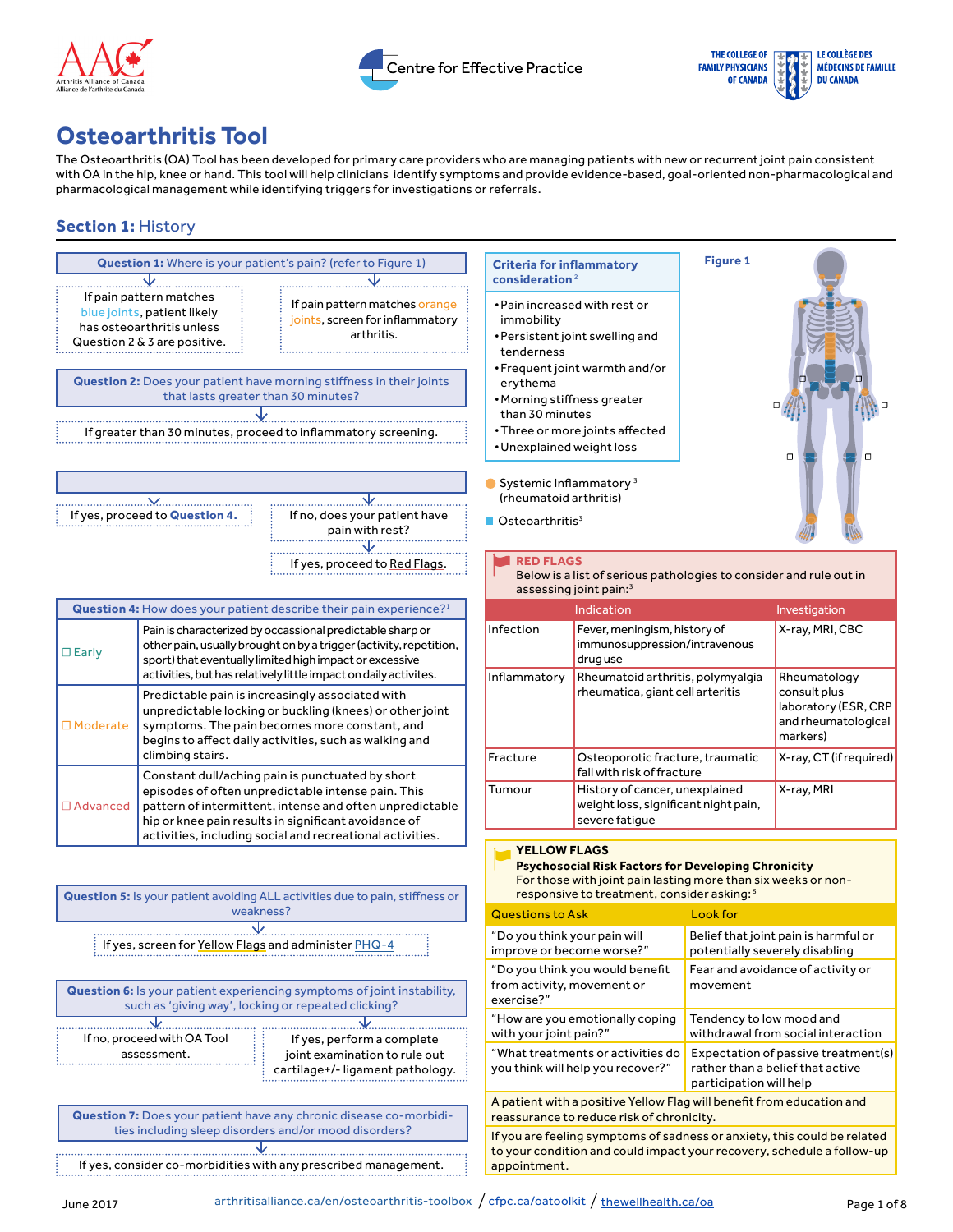# Osteoarthritis Tool

The Osteoarthritis (OA) Tool has been developed for primary care providers who are managing patients with new or recurrent joint pain consistent with OA in the hip, knee or hand. This tool will help clinicians identify symptoms and provide evidence-based, goal-oriented non-pharmacological and pharmacological management while identifying triggers for investigations or referrals.

## Section 1: History

**Question 1:** Where is your patient's pain? (refer to Figure 1)

- If pain pattern matches blue joints, patient likely has osteoarthritis unless Question 2 & 3 are positive.
- If pain pattern matches orange joints, screen for inflammatory arthritis.

**Question 2:** Does your patient have morning stiffness in their joints that lasts greater than 30 minutes?

- If greater than 30 minutes, proceed to inflammatory screening.

- If yes, proceed to **Question 4.**
- If no, does your patient have pain with rest?
  - If yes, proceed to Red Flags.

**Question 4:** How does your patient describe their pain experience?[1]

| | |
|---|---|
| ☐ Early | Pain is characterized by occassional predictable sharp or other pain, usually brought on by a trigger (activity, repetition, sport) that eventually limited high impact or excessive activities, but has relatively little impact on daily activites. |
| ☐ Moderate | Predictable pain is increasingly associated with unpredictable locking or buckling (knees) or other joint symptoms. The pain becomes more constant, and begins to affect daily activities, such as walking and climbing stairs. |
| ☐ Advanced | Constant dull/aching pain is punctuated by short episodes of often unpredictable intense pain. This pattern of intermittent, intense and often unpredictable hip or knee pain results in significant avoidance of activities, including social and recreational activities. |

**Question 5:** Is your patient avoiding ALL activities due to pain, stiffness or weakness?

- If yes, screen for Yellow Flags and administer PHQ-4

**Question 6:** Is your patient experiencing symptoms of joint instability, such as 'giving way', locking or repeated clicking?

- If no, proceed with OA Tool assessment.
- If yes, perform a complete joint examination to rule out cartilage+/- ligament pathology.

**Question 7:** Does your patient have any chronic disease co-morbidities including sleep disorders and/or mood disorders?

- If yes, consider co-morbidities with any prescribed management.

### Criteria for inflammatory consideration[2]

- Pain increased with rest or immobility
- Persistent joint swelling and tenderness
- Frequent joint warmth and/or erythema
- Morning stiffness greater than 30 minutes
- Three or more joints affected
- Unexplained weight loss

**Figure 1**

- Systemic Inflammatory[3] (rheumatoid arthritis)
- Osteoarthritis[3]

### RED FLAGS

Below is a list of serious pathologies to consider and rule out in assessing joint pain:[3]

| | Indication | Investigation |
|---|---|---|
| Infection | Fever, meningism, history of immunosuppression/intravenous drug use | X-ray, MRI, CBC |
| Inflammatory | Rheumatoid arthritis, polymyalgia rheumatica, giant cell arteritis | Rheumatology consult plus laboratory (ESR, CRP and rheumatological markers) |
| Fracture | Osteoporotic fracture, traumatic fall with risk of fracture | X-ray, CT (if required) |
| Tumour | History of cancer, unexplained weight loss, significant night pain, severe fatigue | X-ray, MRI |

### YELLOW FLAGS

**Psychosocial Risk Factors for Developing Chronicity**

For those with joint pain lasting more than six weeks or non-responsive to treatment, consider asking:[5]

| Questions to Ask | Look for |
|---|---|
| "Do you think your pain will improve or become worse?" | Belief that joint pain is harmful or potentially severely disabling |
| "Do you think you would benefit from activity, movement or exercise?" | Fear and avoidance of activity or movement |
| "How are you emotionally coping with your joint pain?" | Tendency to low mood and withdrawal from social interaction |
| "What treatments or activities do you think will help you recover?" | Expectation of passive treatment(s) rather than a belief that active participation will help |

A patient with a positive Yellow Flag will benefit from education and reassurance to reduce risk of chronicity.

If you are feeling symptoms of sadness or anxiety, this could be related to your condition and could impact your recovery, schedule a follow-up appointment.

June 2017 — arthritisalliance.ca/en/osteoarthritis-toolbox / cfpc.ca/oatoolkit / thewellhealth.ca/oa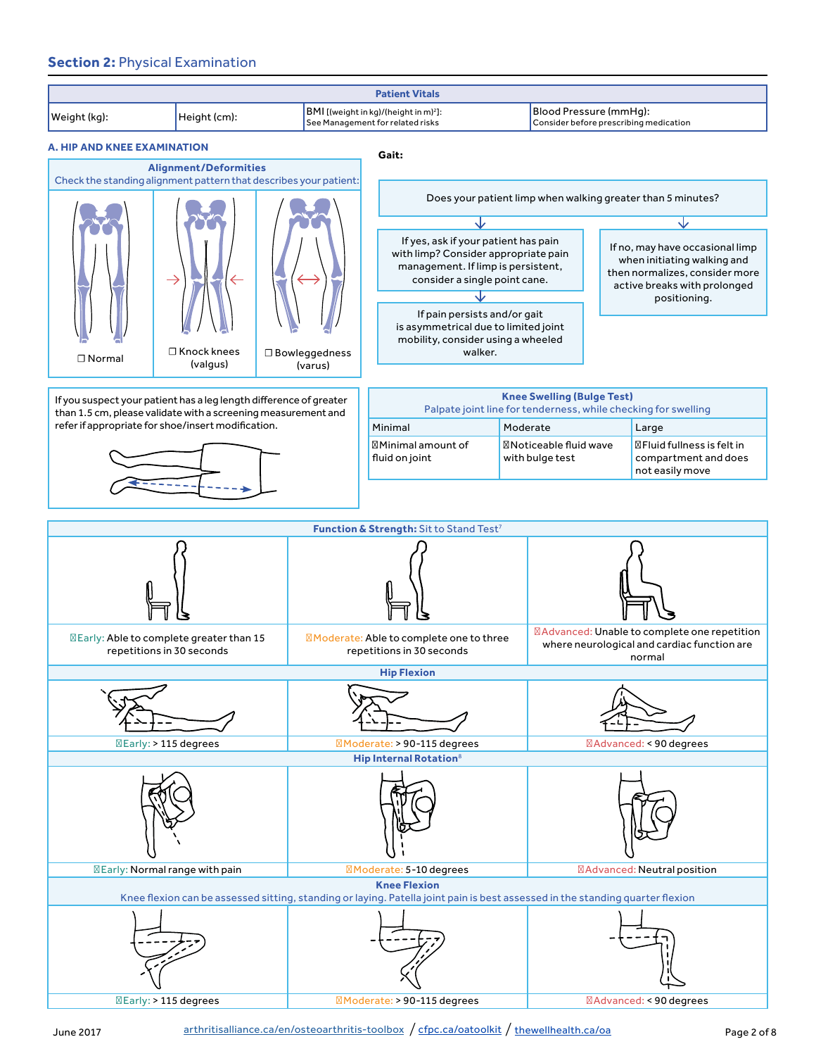## **Section 2:** Physical Examination

| Patient Vitals | | | |
|---|---|---|---|
| Weight (kg): | Height (cm): | BMI [(weight in kg)/(height in m)²]: See Management for related risks | Blood Pressure (mmHg): Consider before prescribing medication |

### A. HIP AND KNEE EXAMINATION

**Alignment/Deformities**

Check the standing alignment pattern that describes your patient:

| | | |
|---|---|---|
| ☐ Normal | ☐ Knock knees (valgus) | ☐ Bowleggedness (varus) |

**Gait:**

Does your patient limp when walking greater than 5 minutes?

- If yes, ask if your patient has pain with limp? Consider appropriate pain management. If limp is persistent, consider a single point cane.
  - If pain persists and/or gait is asymmetrical due to limited joint mobility, consider using a wheeled walker.
- If no, may have occasional limp when initiating walking and then normalizes, consider more active breaks with prolonged positioning.

If you suspect your patient has a leg length difference of greater than 1.5 cm, please validate with a screening measurement and refer if appropriate for shoe/insert modification.

**Knee Swelling (Bulge Test)**

Palpate joint line for tenderness, while checking for swelling

| Minimal | Moderate | Large |
|---|---|---|
| ☐Minimal amount of fluid on joint | ☐Noticeable fluid wave with bulge test | ☐Fluid fullness is felt in compartment and does not easily move |

**Function & Strength:** Sit to Stand Test[7]

| | | |
|---|---|---|
| ☐Early: Able to complete greater than 15 repetitions in 30 seconds | ☐Moderate: Able to complete one to three repetitions in 30 seconds | ☐Advanced: Unable to complete one repetition where neurological and cardiac function are normal |

**Hip Flexion**

| | | |
|---|---|---|
| ☐Early: > 115 degrees | ☐Moderate: > 90-115 degrees | ☐Advanced: < 90 degrees |

**Hip Internal Rotation**[8]

| | | |
|---|---|---|
| ☐Early: Normal range with pain | ☐Moderate: 5-10 degrees | ☐Advanced: Neutral position |

**Knee Flexion**

Knee flexion can be assessed sitting, standing or laying. Patella joint pain is best assessed in the standing quarter flexion

| | | |
|---|---|---|
| ☐Early: > 115 degrees | ☐Moderate: > 90-115 degrees | ☐Advanced: < 90 degrees |

June 2017 — arthritisalliance.ca/en/osteoarthritis-toolbox / cfpc.ca/oatoolkit / thewellhealth.ca/oa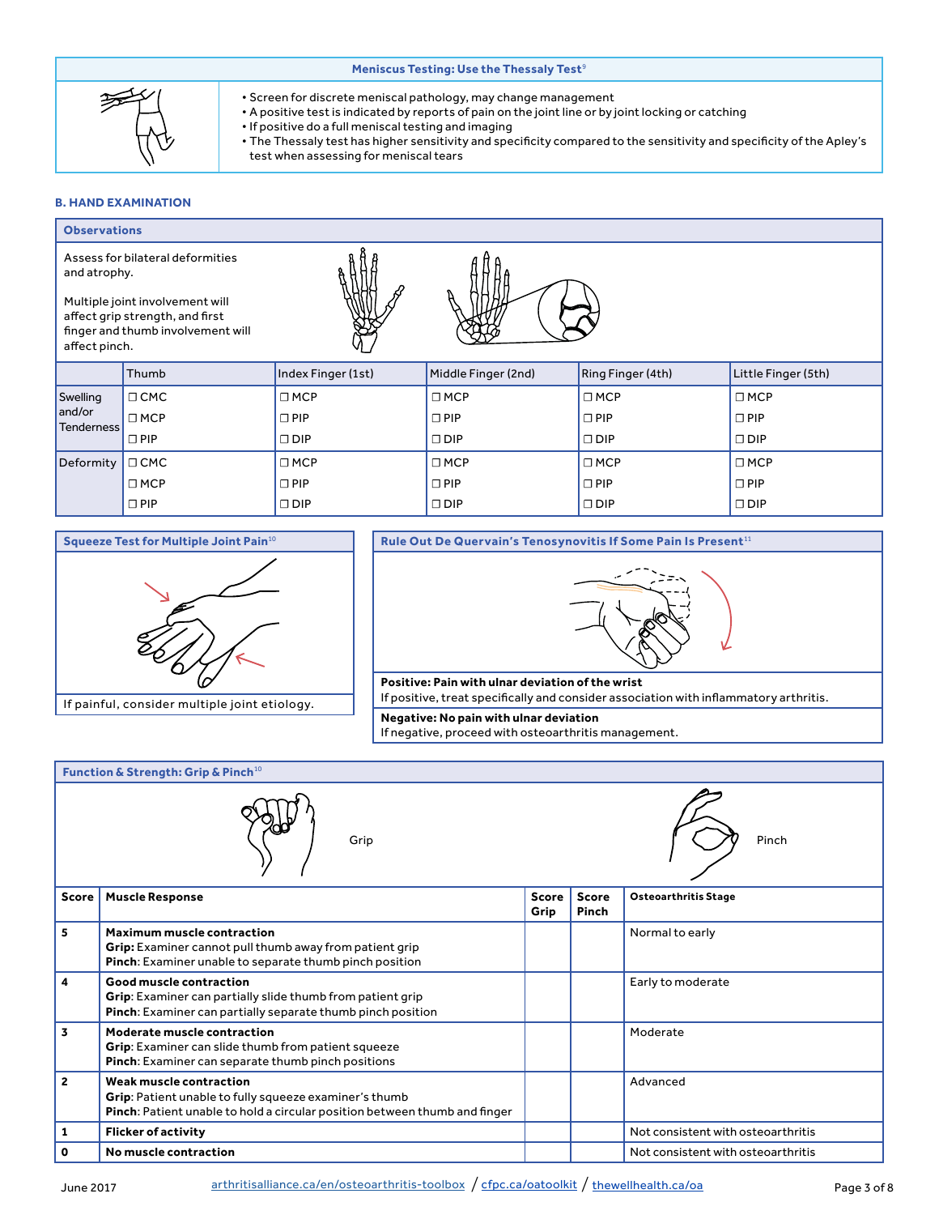### Meniscus Testing: Use the Thessaly Test[9]

- Screen for discrete meniscal pathology, may change management
- A positive test is indicated by reports of pain on the joint line or by joint locking or catching
- If positive do a full meniscal testing and imaging
- The Thessaly test has higher sensitivity and specificity compared to the sensitivity and specificity of the Apley's test when assessing for meniscal tears

## B. HAND EXAMINATION

### Observations

Assess for bilateral deformities and atrophy.

Multiple joint involvement will affect grip strength, and first finger and thumb involvement will affect pinch.

| | Thumb | Index Finger (1st) | Middle Finger (2nd) | Ring Finger (4th) | Little Finger (5th) |
|---|---|---|---|---|---|
| Swelling and/or Tenderness | ☐ CMC<br>☐ MCP<br>☐ PIP | ☐ MCP<br>☐ PIP<br>☐ DIP | ☐ MCP<br>☐ PIP<br>☐ DIP | ☐ MCP<br>☐ PIP<br>☐ DIP | ☐ MCP<br>☐ PIP<br>☐ DIP |
| Deformity | ☐ CMC<br>☐ MCP<br>☐ PIP | ☐ MCP<br>☐ PIP<br>☐ DIP | ☐ MCP<br>☐ PIP<br>☐ DIP | ☐ MCP<br>☐ PIP<br>☐ DIP | ☐ MCP<br>☐ PIP<br>☐ DIP |

### Squeeze Test for Multiple Joint Pain[10]

If painful, consider multiple joint etiology.

### Rule Out De Quervain's Tenosynovitis If Some Pain Is Present[11]

**Positive: Pain with ulnar deviation of the wrist**
If positive, treat specifically and consider association with inflammatory arthritis.

**Negative: No pain with ulnar deviation**
If negative, proceed with osteoarthritis management.

### Function & Strength: Grip & Pinch[10]

Grip

Pinch

| Score | Muscle Response | Score Grip | Score Pinch | Osteoarthritis Stage |
|---|---|---|---|---|
| 5 | **Maximum muscle contraction**<br>**Grip:** Examiner cannot pull thumb away from patient grip<br>**Pinch**: Examiner unable to separate thumb pinch position | | | Normal to early |
| 4 | **Good muscle contraction**<br>**Grip**: Examiner can partially slide thumb from patient grip<br>**Pinch**: Examiner can partially separate thumb pinch position | | | Early to moderate |
| 3 | **Moderate muscle contraction**<br>**Grip**: Examiner can slide thumb from patient squeeze<br>**Pinch**: Examiner can separate thumb pinch positions | | | Moderate |
| 2 | **Weak muscle contraction**<br>**Grip**: Patient unable to fully squeeze examiner's thumb<br>**Pinch**: Patient unable to hold a circular position between thumb and finger | | | Advanced |
| 1 | **Flicker of activity** | | | Not consistent with osteoarthritis |
| 0 | **No muscle contraction** | | | Not consistent with osteoarthritis |

June 2017 arthritisalliance.ca/en/osteoarthritis-toolbox / cfpc.ca/oatoolkit / thewellhealth.ca/oa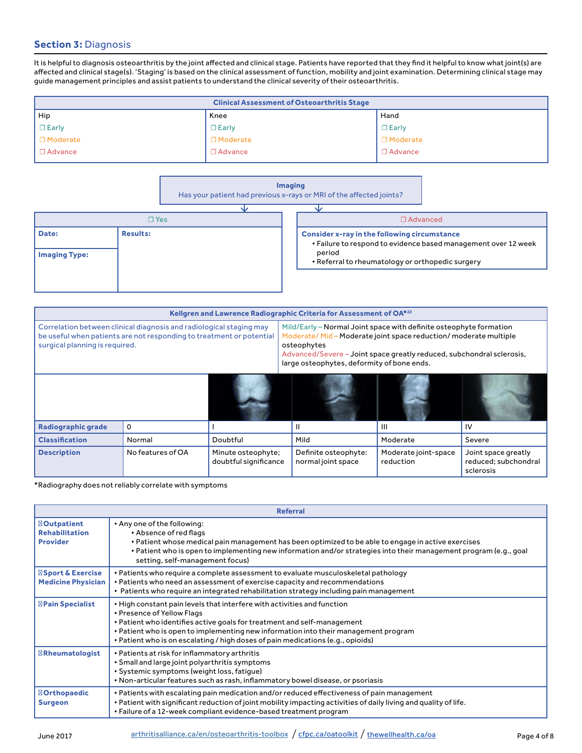## Section 3: Diagnosis

It is helpful to diagnosis osteoarthritis by the joint affected and clinical stage. Patients have reported that they find it helpful to know what joint(s) are affected and clinical stage(s). 'Staging' is based on the clinical assessment of function, mobility and joint examination. Determining clinical stage may guide management principles and assist patients to understand the clinical severity of their osteoarthritis.

| Clinical Assessment of Osteoarthritis Stage | | |
|---|---|---|
| Hip | Knee | Hand |
| ☐ Early | ☐ Early | ☐ Early |
| ☐ Moderate | ☐ Moderate | ☐ Moderate |
| ☐ Advance | ☐ Advance | ☐ Advance |

**Imaging**
Has your patient had previous x-rays or MRI of the affected joints?

| ☐ Yes | |
|---|---|
| **Date:** | **Results:** |
| **Imaging Type:** | |

**☐ Advanced**

**Consider x-ray in the following circumstance**
- Failure to respond to evidence based management over 12 week period
- Referral to rheumatology or orthopedic surgery

**Kellgren and Lawrence Radiographic Criteria for Assessment of OA*[22]**

Correlation between clinical diagnosis and radiological staging may be useful when patients are not responding to treatment or potential surgical planning is required.

Mild/Early – Normal Joint space with definite osteophyte formation
Moderate/ Mid – Moderate joint space reduction/ moderate multiple osteophytes
Advanced/Severe – Joint space greatly reduced, subchondral sclerosis, large osteophytes, deformity of bone ends.

| **Radiographic grade** | 0 | I | II | III | IV |
|---|---|---|---|---|---|
| **Classification** | Normal | Doubtful | Mild | Moderate | Severe |
| **Description** | No features of OA | Minute osteophyte; doubtful significance | Definite osteophyte: normal joint space | Moderate joint-space reduction | Joint space greatly reduced; subchondral sclerosis |

*Radiography does not reliably correlate with symptoms

| Referral | |
|---|---|
| ☐ **Outpatient Rehabilitation Provider** | • Any one of the following:<br>• Absence of red flags<br>• Patient whose medical pain management has been optimized to be able to engage in active exercises<br>• Patient who is open to implementing new information and/or strategies into their management program (e.g., goal setting, self-management focus) |
| ☐ **Sport & Exercise Medicine Physician** | • Patients who require a complete assessment to evaluate musculoskeletal pathology<br>• Patients who need an assessment of exercise capacity and recommendations<br>• Patients who require an integrated rehabilitation strategy including pain management |
| ☐ **Pain Specialist** | • High constant pain levels that interfere with activities and function<br>• Presence of Yellow Flags<br>• Patient who identifies active goals for treatment and self-management<br>• Patient who is open to implementing new information into their management program<br>• Patient who is on escalating / high doses of pain medications (e.g., opioids) |
| ☐ **Rheumatologist** | • Patients at risk for inflammatory arthritis<br>• Small and large joint polyarthritis symptoms<br>• Systemic symptoms (weight loss, fatigue)<br>• Non-articular features such as rash, inflammatory bowel disease, or psoriasis |
| ☐ **Orthopaedic Surgeon** | • Patients with escalating pain medication and/or reduced effectiveness of pain management<br>• Patient with significant reduction of joint mobility impacting activities of daily living and quality of life.<br>• Failure of a 12-week compliant evidence-based treatment program |

June 2017 arthritisalliance.ca/en/osteoarthritis-toolbox / cfpc.ca/oatoolkit / thewellhealth.ca/oa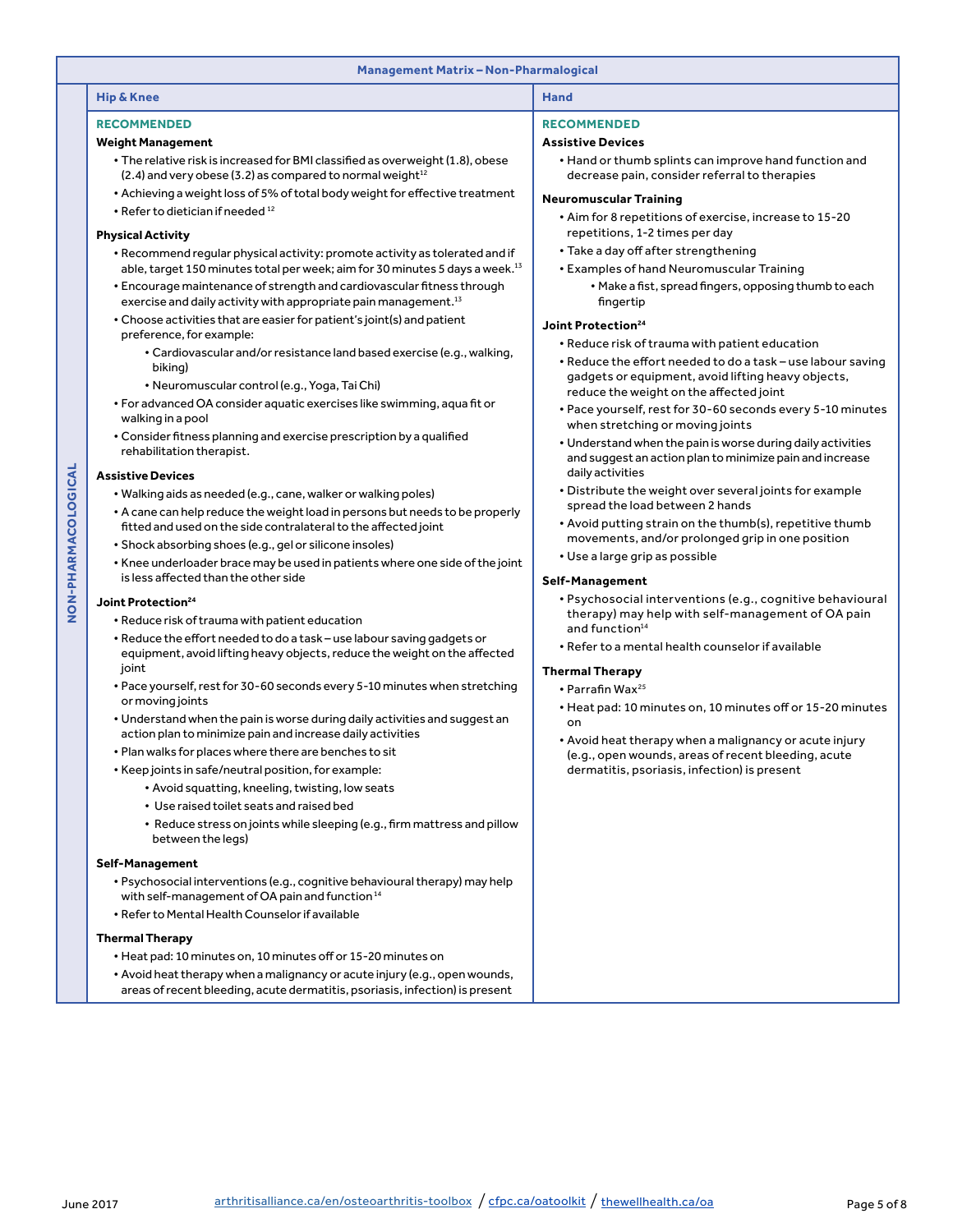## Management Matrix – Non-Pharmalogical

**NON-PHARMACOLOGICAL**

### Hip & Knee

**RECOMMENDED**

**Weight Management**

- The relative risk is increased for BMI classified as overweight (1.8), obese (2.4) and very obese (3.2) as compared to normal weight[12]
- Achieving a weight loss of 5% of total body weight for effective treatment
- Refer to dietician if needed [12]

**Physical Activity**

- Recommend regular physical activity: promote activity as tolerated and if able, target 150 minutes total per week; aim for 30 minutes 5 days a week.[13]
- Encourage maintenance of strength and cardiovascular fitness through exercise and daily activity with appropriate pain management.[13]
- Choose activities that are easier for patient's joint(s) and patient preference, for example:
  - Cardiovascular and/or resistance land based exercise (e.g., walking, biking)
  - Neuromuscular control (e.g., Yoga, Tai Chi)
- For advanced OA consider aquatic exercises like swimming, aqua fit or walking in a pool
- Consider fitness planning and exercise prescription by a qualified rehabilitation therapist.

**Assistive Devices**

- Walking aids as needed (e.g., cane, walker or walking poles)
- A cane can help reduce the weight load in persons but needs to be properly fitted and used on the side contralateral to the affected joint
- Shock absorbing shoes (e.g., gel or silicone insoles)
- Knee underloader brace may be used in patients where one side of the joint is less affected than the other side

**Joint Protection**[24]

- Reduce risk of trauma with patient education
- Reduce the effort needed to do a task – use labour saving gadgets or equipment, avoid lifting heavy objects, reduce the weight on the affected joint
- Pace yourself, rest for 30-60 seconds every 5-10 minutes when stretching or moving joints
- Understand when the pain is worse during daily activities and suggest an action plan to minimize pain and increase daily activities
- Plan walks for places where there are benches to sit
- Keep joints in safe/neutral position, for example:
  - Avoid squatting, kneeling, twisting, low seats
  - Use raised toilet seats and raised bed
  - Reduce stress on joints while sleeping (e.g., firm mattress and pillow between the legs)

**Self-Management**

- Psychosocial interventions (e.g., cognitive behavioural therapy) may help with self-management of OA pain and function [14]
- Refer to Mental Health Counselor if available

**Thermal Therapy**

- Heat pad: 10 minutes on, 10 minutes off or 15-20 minutes on
- Avoid heat therapy when a malignancy or acute injury (e.g., open wounds, areas of recent bleeding, acute dermatitis, psoriasis, infection) is present

### Hand

**RECOMMENDED**

**Assistive Devices**

- Hand or thumb splints can improve hand function and decrease pain, consider referral to therapies

**Neuromuscular Training**

- Aim for 8 repetitions of exercise, increase to 15-20 repetitions, 1-2 times per day
- Take a day off after strengthening
- Examples of hand Neuromuscular Training
  - Make a fist, spread fingers, opposing thumb to each fingertip

**Joint Protection**[24]

- Reduce risk of trauma with patient education
- Reduce the effort needed to do a task – use labour saving gadgets or equipment, avoid lifting heavy objects, reduce the weight on the affected joint
- Pace yourself, rest for 30-60 seconds every 5-10 minutes when stretching or moving joints
- Understand when the pain is worse during daily activities and suggest an action plan to minimize pain and increase daily activities
- Distribute the weight over several joints for example spread the load between 2 hands
- Avoid putting strain on the thumb(s), repetitive thumb movements, and/or prolonged grip in one position
- Use a large grip as possible

**Self-Management**

- Psychosocial interventions (e.g., cognitive behavioural therapy) may help with self-management of OA pain and function[14]
- Refer to a mental health counselor if available

**Thermal Therapy**

- Parrafin Wax[25]
- Heat pad: 10 minutes on, 10 minutes off or 15-20 minutes on
- Avoid heat therapy when a malignancy or acute injury (e.g., open wounds, areas of recent bleeding, acute dermatitis, psoriasis, infection) is present

June 2017 arthritisalliance.ca/en/osteoarthritis-toolbox / cfpc.ca/oatoolkit / thewellhealth.ca/oa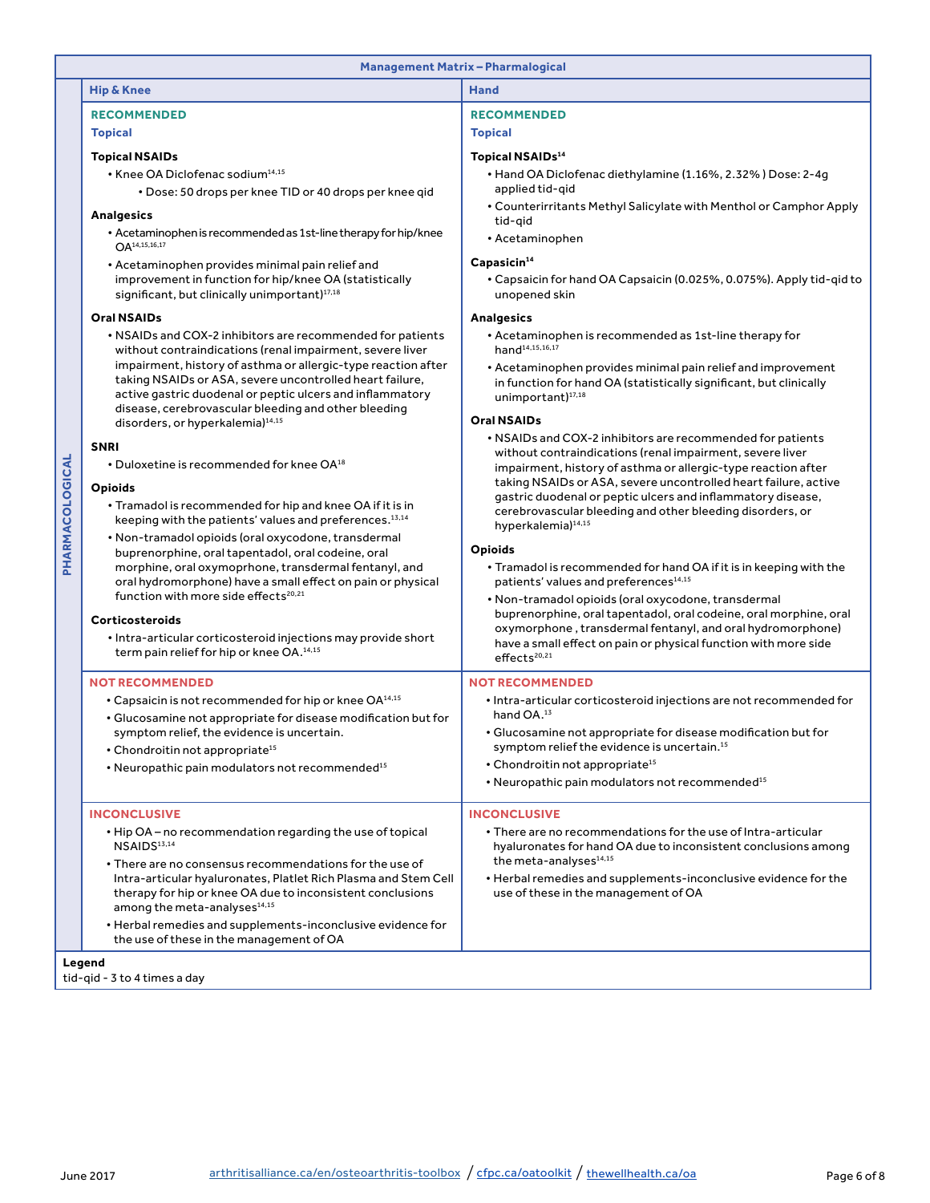## Management Matrix – Pharmalogical

**PHARMACOLOGICAL**

### Hip & Knee

#### RECOMMENDED

**Topical**

**Topical NSAIDs**

- Knee OA Diclofenac sodium[14,15]
  - Dose: 50 drops per knee TID or 40 drops per knee qid

**Analgesics**

- Acetaminophen is recommended as 1st-line therapy for hip/knee OA[14,15,16,17]
- Acetaminophen provides minimal pain relief and improvement in function for hip/knee OA (statistically significant, but clinically unimportant)[17,18]

**Oral NSAIDs**

- NSAIDs and COX-2 inhibitors are recommended for patients without contraindications (renal impairment, severe liver impairment, history of asthma or allergic-type reaction after taking NSAIDs or ASA, severe uncontrolled heart failure, active gastric duodenal or peptic ulcers and inflammatory disease, cerebrovascular bleeding and other bleeding disorders, or hyperkalemia)[14,15]

**SNRI**

- Duloxetine is recommended for knee OA[18]

**Opioids**

- Tramadol is recommended for hip and knee OA if it is in keeping with the patients' values and preferences.[13,14]
- Non-tramadol opioids (oral oxycodone, transdermal buprenorphine, oral tapentadol, oral codeine, oral morphine, oral oxymorphone, transdermal fentanyl, and oral hydromorphone) have a small effect on pain or physical function with more side effects[20,21]

**Corticosteroids**

- Intra-articular corticosteroid injections may provide short term pain relief for hip or knee OA.[14,15]

#### NOT RECOMMENDED

- Capsaicin is not recommended for hip or knee OA[14,15]
- Glucosamine not appropriate for disease modification but for symptom relief, the evidence is uncertain.
- Chondroitin not appropriate[15]
- Neuropathic pain modulators not recommended[15]

#### INCONCLUSIVE

- Hip OA – no recommendation regarding the use of topical NSAIDS[13,14]
- There are no consensus recommendations for the use of Intra-articular hyaluronates, Platlet Rich Plasma and Stem Cell therapy for hip or knee OA due to inconsistent conclusions among the meta-analyses[14,15]
- Herbal remedies and supplements-inconclusive evidence for the use of these in the management of OA

### Hand

#### RECOMMENDED

**Topical**

**Topical NSAIDs**[14]

- Hand OA Diclofenac diethylamine (1.16%, 2.32% ) Dose: 2-4g applied tid-qid
- Counterirritants Methyl Salicylate with Menthol or Camphor Apply tid-qid
- Acetaminophen

**Capasicin**[14]

- Capsaicin for hand OA Capsaicin (0.025%, 0.075%). Apply tid-qid to unopened skin

**Analgesics**

- Acetaminophen is recommended as 1st-line therapy for hand[14,15,16,17]
- Acetaminophen provides minimal pain relief and improvement in function for hand OA (statistically significant, but clinically unimportant)[17,18]

**Oral NSAIDs**

- NSAIDs and COX-2 inhibitors are recommended for patients without contraindications (renal impairment, severe liver impairment, history of asthma or allergic-type reaction after taking NSAIDs or ASA, severe uncontrolled heart failure, active gastric duodenal or peptic ulcers and inflammatory disease, cerebrovascular bleeding and other bleeding disorders, or hyperkalemia)[14,15]

**Opioids**

- Tramadol is recommended for hand OA if it is in keeping with the patients' values and preferences[14,15]
- Non-tramadol opioids (oral oxycodone, transdermal buprenorphine, oral tapentadol, oral codeine, oral morphine, oral oxymorphone , transdermal fentanyl, and oral hydromorphone) have a small effect on pain or physical function with more side effects[20,21]

#### NOT RECOMMENDED

- Intra-articular corticosteroid injections are not recommended for hand OA.[13]
- Glucosamine not appropriate for disease modification but for symptom relief the evidence is uncertain.[15]
- Chondroitin not appropriate[15]
- Neuropathic pain modulators not recommended[15]

#### INCONCLUSIVE

- There are no recommendations for the use of Intra-articular hyaluronates for hand OA due to inconsistent conclusions among the meta-analyses[14,15]
- Herbal remedies and supplements-inconclusive evidence for the use of these in the management of OA

**Legend**

tid-qid - 3 to 4 times a day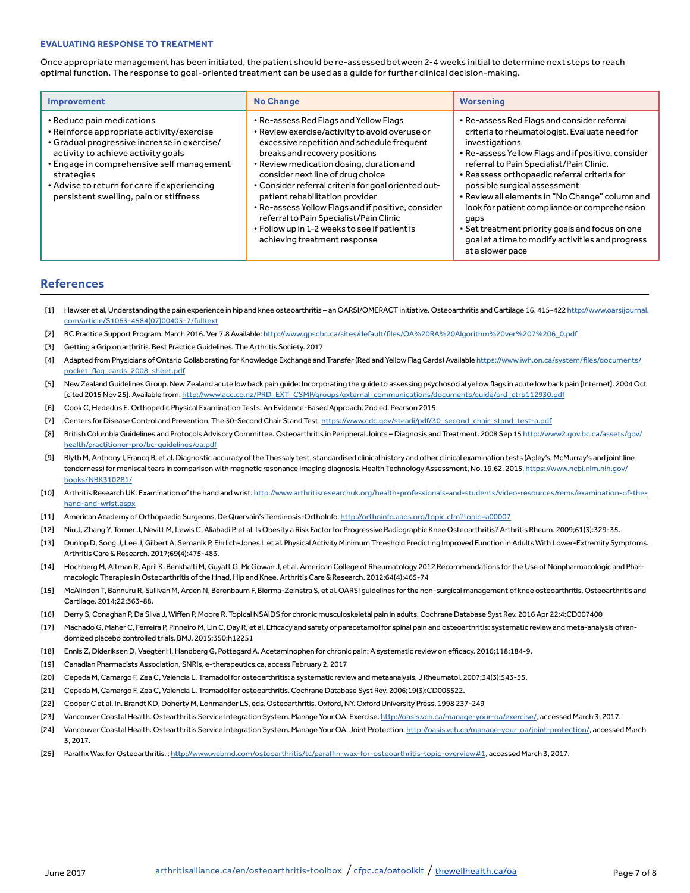### EVALUATING RESPONSE TO TREATMENT

Once appropriate management has been initiated, the patient should be re-assessed between 2-4 weeks initial to determine next steps to reach optimal function. The response to goal-oriented treatment can be used as a guide for further clinical decision-making.

| Improvement | No Change | Worsening |
|---|---|---|
| • Reduce pain medications<br>• Reinforce appropriate activity/exercise<br>• Gradual progressive increase in exercise/activity to achieve activity goals<br>• Engage in comprehensive self management strategies<br>• Advise to return for care if experiencing persistent swelling, pain or stiffness | • Re-assess Red Flags and Yellow Flags<br>• Review exercise/activity to avoid overuse or excessive repetition and schedule frequent breaks and recovery positions<br>• Review medication dosing, duration and consider next line of drug choice<br>• Consider referral criteria for goal oriented out-patient rehabilitation provider<br>• Re-assess Yellow Flags and if positive, consider referral to Pain Specialist/Pain Clinic<br>• Follow up in 1-2 weeks to see if patient is achieving treatment response | • Re-assess Red Flags and consider referral criteria to rheumatologist. Evaluate need for investigations<br>• Re-assess Yellow Flags and if positive, consider referral to Pain Specialist/Pain Clinic.<br>• Reassess orthopaedic referral criteria for possible surgical assessment<br>• Review all elements in "No Change" column and look for patient compliance or comprehension gaps<br>• Set treatment priority goals and focus on one goal at a time to modify activities and progress at a slower pace |

## References

[1] Hawker et al, Understanding the pain experience in hip and knee osteoarthritis – an OARSI/OMERACT initiative. Osteoarthritis and Cartilage 16, 415-422 http://www.oarsijournal.com/article/S1063-4584(07)00403-7/fulltext

[2] BC Practice Support Program. March 2016. Ver 7.8 Available: http://www.gpscbc.ca/sites/default/files/OA%20RA%20Algorithm%20ver%207%206_0.pdf

[3] Getting a Grip on arthritis. Best Practice Guidelines. The Arthritis Society. 2017

[4] Adapted from Physicians of Ontario Collaborating for Knowledge Exchange and Transfer (Red and Yellow Flag Cards) Available https://www.iwh.on.ca/system/files/documents/pocket_flag_cards_2008_sheet.pdf

[5] New Zealand Guidelines Group. New Zealand acute low back pain guide: Incorporating the guide to assessing psychosocial yellow flags in acute low back pain [Internet]. 2004 Oct [cited 2015 Nov 25]. Available from: http://www.acc.co.nz/PRD_EXT_CSMP/groups/external_communications/documents/guide/prd_ctrb112930.pdf

[6] Cook C, Hedidus E. Orthopedic Physical Examination Tests: An Evidence-Based Approach. 2nd ed. Pearson 2015

[7] Centers for Disease Control and Prevention, The 30-Second Chair Stand Test, https://www.cdc.gov/steadi/pdf/30_second_chair_stand_test-a.pdf

[8] British Columbia Guidelines and Protocols Advisory Committee. Osteoarthritis in Peripheral Joints – Diagnosis and Treatment. 2008 Sep 15 http://www2.gov.bc.ca/assets/gov/health/practitioner-pro/bc-guidelines/oa.pdf

[9] Blyth M, Anthony I, Francq B, et al. Diagnostic accuracy of the Thessaly test, standardised clinical history and other clinical examination tests (Apley's, McMurray's and joint line tenderness) for meniscal tears in comparison with magnetic resonance imaging diagnosis. Health Technology Assessment, No. 19.62. 2015. https://www.ncbi.nlm.nih.gov/books/NBK310281/

[10] Arthritis Research UK. Examination of the hand and wrist. http://www.arthritisresearchuk.org/health-professionals-and-students/video-resources/rems/examination-of-the-hand-and-wrist.aspx

[11] American Academy of Orthopaedic Surgeons, De Quervain's Tendinosis-OrthoInfo. http://orthoinfo.aaos.org/topic.cfm?topic=a00007

[12] Niu J, Zhang Y, Torner J, Nevitt M, Lewis C, Aliabadi P, et al. Is Obesity a Risk Factor for Progressive Radiographic Knee Osteoarthritis? Arthritis Rheum. 2009;61(3):329-35.

[13] Dunlop D, Song J, Lee J, Gilbert A, Semanik P, Ehrlich-Jones L et al. Physical Activity Minimum Threshold Predicting Improved Function in Adults With Lower-Extremity Symptoms. Arthritis Care & Research. 2017;69(4):475-483.

[14] Hochberg M, Altman R, April K, Benkhalti M, Guyatt G, McGowan J, et al. American College of Rheumatology 2012 Recommendations for the Use of Nonpharmacologic and Pharmacologic Therapies in Osteoarthritis of the Hnad, Hip and Knee. Arthritis Care & Research. 2012;64(4):465-74

[15] McAlindon T, Bannuru R, Sullivan M, Arden N, Berenbaum F, Bierma-Zeinstra S, et al. OARSI guidelines for the non-surgical management of knee osteoarthritis. Osteoarthritis and Cartilage. 2014;22:363-88.

[16] Derry S, Conaghan P, Da Silva J, Wiffen P, Moore R. Topical NSAIDS for chronic musculoskeletal pain in adults. Cochrane Database Syst Rev. 2016 Apr 22;4:CD007400

[17] Machado G, Maher C, Ferreira P, Pinheiro M, Lin C, Day R, et al. Efficacy and safety of paracetamol for spinal pain and osteoarthritis: systematic review and meta-analysis of randomized placebo controlled trials. BMJ. 2015;350:h12251

[18] Ennis Z, Dideriksen D, Vaegter H, Handberg G, Pottegard A. Acetaminophen for chronic pain: A systematic review on efficacy. 2016;118:184-9.

[19] Canadian Pharmacists Association, SNRIs, e-therapeutics.ca, access February 2, 2017

[20] Cepeda M, Camargo F, Zea C, Valencia L. Tramadol for osteoarthritis: a systematic review and metaanalysis. J Rheumatol. 2007;34(3):543-55.

[21] Cepeda M, Camargo F, Zea C, Valencia L. Tramadol for osteoarthritis. Cochrane Database Syst Rev. 2006;19(3):CD005522.

[22] Cooper C et al. In. Brandt KD, Doherty M, Lohmander LS, eds. Osteoarthritis. Oxford, NY. Oxford University Press, 1998 237-249

[23] Vancouver Coastal Health. Ostearthritis Service Integration System. Manage Your OA. Exercise. http://oasis.vch.ca/manage-your-oa/exercise/, accessed March 3, 2017.

[24] Vancouver Coastal Health. Ostearthritis Service Integration System. Manage Your OA. Joint Protection. http://oasis.vch.ca/manage-your-oa/joint-protection/, accessed March 3, 2017.

[25] Paraffix Wax for Osteoarthritis. : http://www.webmd.com/osteoarthritis/tc/paraffin-wax-for-osteoarthritis-topic-overview#1, accessed March 3, 2017.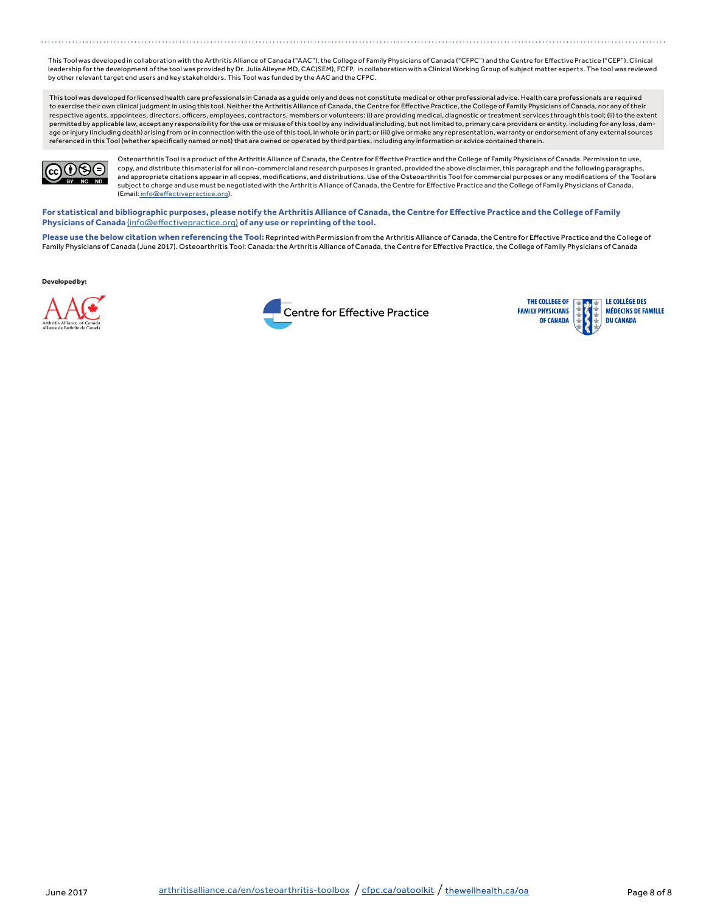This Tool was developed in collaboration with the Arthritis Alliance of Canada ("AAC"), the College of Family Physicians of Canada ("CFPC") and the Centre for Effective Practice ("CEP"). Clinical leadership for the development of the tool was provided by Dr. Julia Alleyne MD, CAC(SEM), FCFP, in collaboration with a Clinical Working Group of subject matter experts. The tool was reviewed by other relevant target end users and key stakeholders. This Tool was funded by the AAC and the CFPC.

This tool was developed for licensed health care professionals in Canada as a guide only and does not constitute medical or other professional advice. Health care professionals are required to exercise their own clinical judgment in using this tool. Neither the Arthritis Alliance of Canada, the Centre for Effective Practice, the College of Family Physicians of Canada, nor any of their respective agents, appointees, directors, officers, employees, contractors, members or volunteers: (i) are providing medical, diagnostic or treatment services through this tool; (ii) to the extent permitted by applicable law, accept any responsibility for the use or misuse of this tool by any individual including, but not limited to, primary care providers or entity, including for any loss, damage or injury (including death) arising from or in connection with the use of this tool, in whole or in part; or (iii) give or make any representation, warranty or endorsement of any external sources referenced in this Tool (whether specifically named or not) that are owned or operated by third parties, including any information or advice contained therein.

Osteoarthritis Tool is a product of the Arthritis Alliance of Canada, the Centre for Effective Practice and the College of Family Physicians of Canada. Permission to use, copy, and distribute this material for all non-commercial and research purposes is granted, provided the above disclaimer, this paragraph and the following paragraphs, and appropriate citations appear in all copies, modifications, and distributions. Use of the Osteoarthritis Tool for commercial purposes or any modifications of the Tool are subject to charge and use must be negotiated with the Arthritis Alliance of Canada, the Centre for Effective Practice and the College of Family Physicians of Canada. (Email: info@effectivepractice.org).

**For statistical and bibliographic purposes, please notify the Arthritis Alliance of Canada, the Centre for Effective Practice and the College of Family Physicians of Canada** (info@effectivepractice.org) **of any use or reprinting of the tool.**

**Please use the below citation when referencing the Tool:** Reprinted with Permission from the Arthritis Alliance of Canada, the Centre for Effective Practice and the College of Family Physicians of Canada (June 2017). Osteoarthritis Tool: Canada: the Arthritis Alliance of Canada, the Centre for Effective Practice, the College of Family Physicians of Canada

**Developed by:**

Arthritis Alliance of Canada / Alliance de l'arthrite du Canada

Centre for Effective Practice

The College of Family Physicians of Canada / Le Collège des Médecins de Famille du Canada

June 2017 — arthritisalliance.ca/en/osteoarthritis-toolbox / cfpc.ca/oatoolkit / thewellhealth.ca/oa